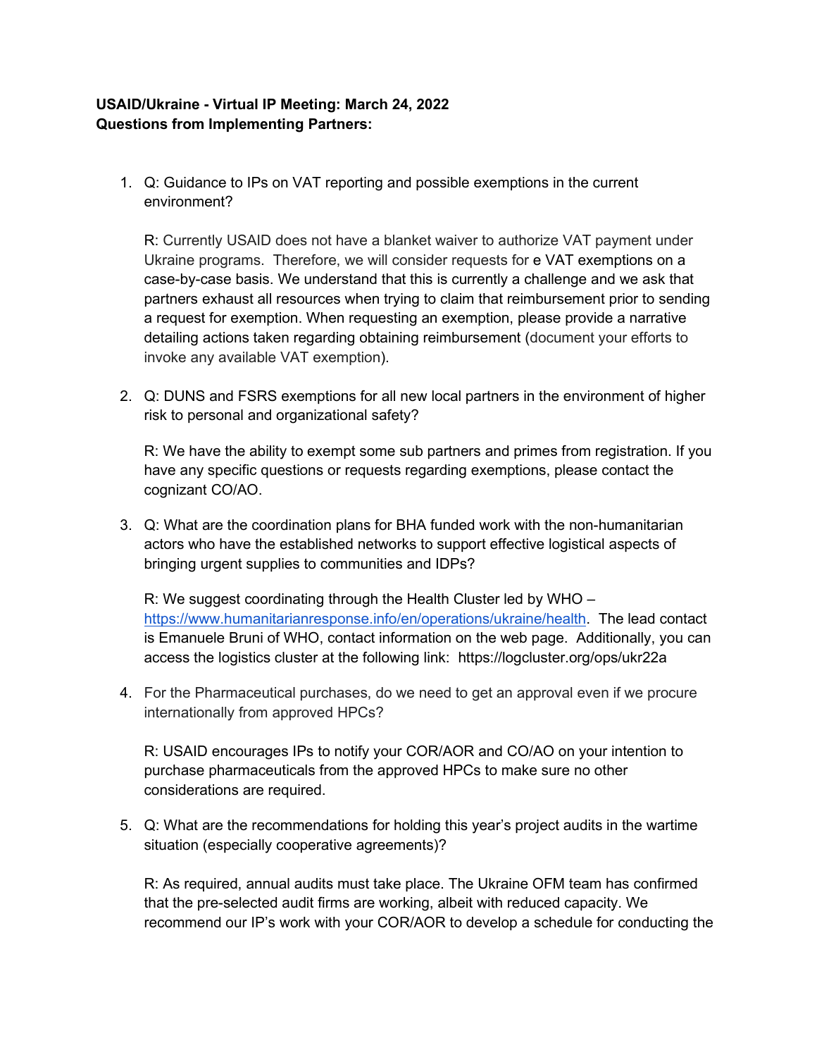**USAID/Ukraine - Virtual IP Meeting: March 24, 2022**
**Questions from Implementing Partners:**

1. Q: Guidance to IPs on VAT reporting and possible exemptions in the current environment?

   R: Currently USAID does not have a blanket waiver to authorize VAT payment under Ukraine programs. Therefore, we will consider requests for e VAT exemptions on a case-by-case basis. We understand that this is currently a challenge and we ask that partners exhaust all resources when trying to claim that reimbursement prior to sending a request for exemption. When requesting an exemption, please provide a narrative detailing actions taken regarding obtaining reimbursement (document your efforts to invoke any available VAT exemption).

2. Q: DUNS and FSRS exemptions for all new local partners in the environment of higher risk to personal and organizational safety?

   R: We have the ability to exempt some sub partners and primes from registration. If you have any specific questions or requests regarding exemptions, please contact the cognizant CO/AO.

3. Q: What are the coordination plans for BHA funded work with the non-humanitarian actors who have the established networks to support effective logistical aspects of bringing urgent supplies to communities and IDPs?

   R: We suggest coordinating through the Health Cluster led by WHO – [https://www.humanitarianresponse.info/en/operations/ukraine/health](https://www.humanitarianresponse.info/en/operations/ukraine/health). The lead contact is Emanuele Bruni of WHO, contact information on the web page. Additionally, you can access the logistics cluster at the following link: https://logcluster.org/ops/ukr22a

4. For the Pharmaceutical purchases, do we need to get an approval even if we procure internationally from approved HPCs?

   R: USAID encourages IPs to notify your COR/AOR and CO/AO on your intention to purchase pharmaceuticals from the approved HPCs to make sure no other considerations are required.

5. Q: What are the recommendations for holding this year's project audits in the wartime situation (especially cooperative agreements)?

   R: As required, annual audits must take place. The Ukraine OFM team has confirmed that the pre-selected audit firms are working, albeit with reduced capacity. We recommend our IP's work with your COR/AOR to develop a schedule for conducting the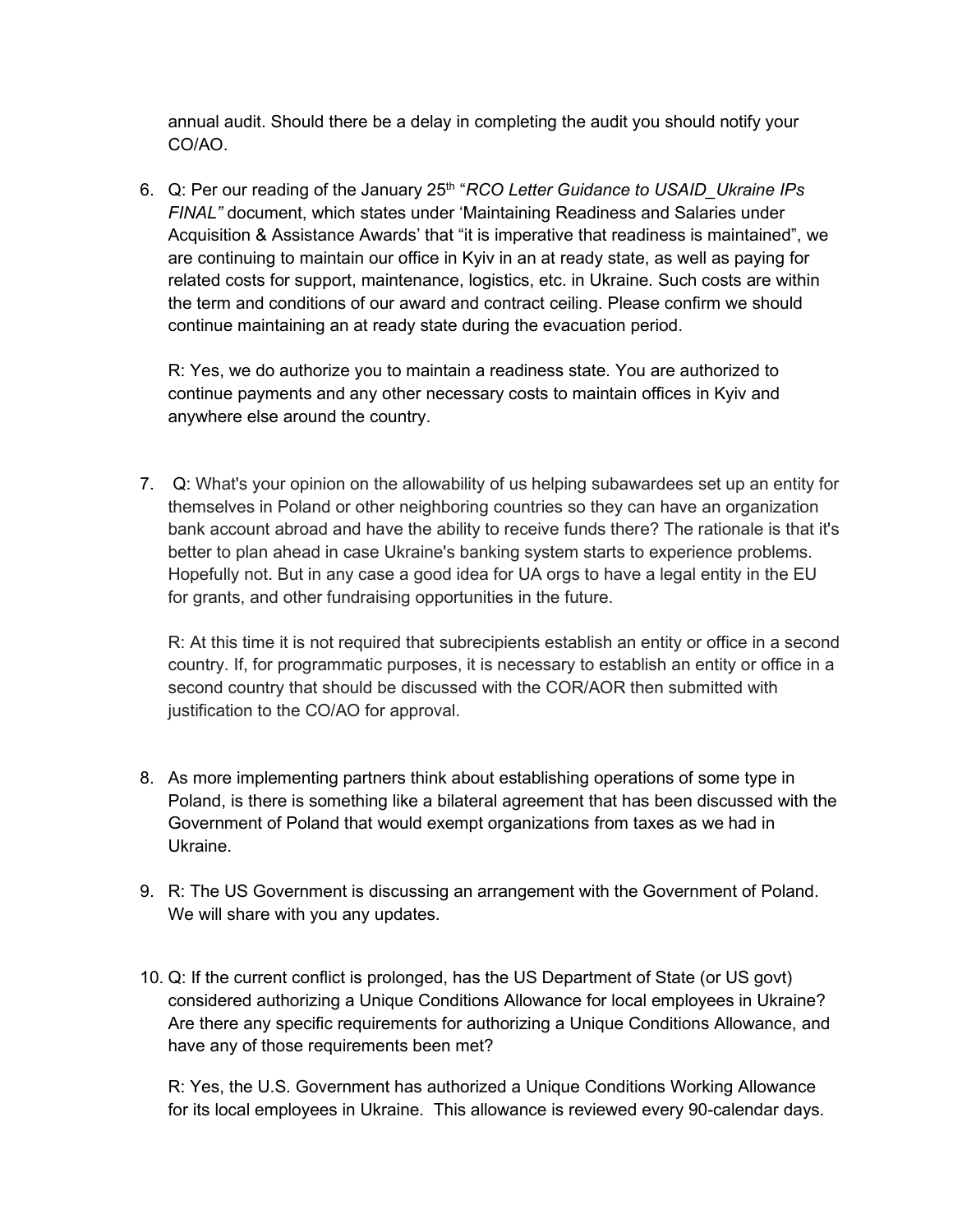annual audit. Should there be a delay in completing the audit you should notify your CO/AO.

6. Q: Per our reading of the January 25th "*RCO Letter Guidance to USAID_Ukraine IPs FINAL"* document, which states under 'Maintaining Readiness and Salaries under Acquisition & Assistance Awards' that "it is imperative that readiness is maintained", we are continuing to maintain our office in Kyiv in an at ready state, as well as paying for related costs for support, maintenance, logistics, etc. in Ukraine. Such costs are within the term and conditions of our award and contract ceiling. Please confirm we should continue maintaining an at ready state during the evacuation period.

   R: Yes, we do authorize you to maintain a readiness state. You are authorized to continue payments and any other necessary costs to maintain offices in Kyiv and anywhere else around the country.

7. Q: What's your opinion on the allowability of us helping subawardees set up an entity for themselves in Poland or other neighboring countries so they can have an organization bank account abroad and have the ability to receive funds there? The rationale is that it's better to plan ahead in case Ukraine's banking system starts to experience problems. Hopefully not. But in any case a good idea for UA orgs to have a legal entity in the EU for grants, and other fundraising opportunities in the future.

   R: At this time it is not required that subrecipients establish an entity or office in a second country. If, for programmatic purposes, it is necessary to establish an entity or office in a second country that should be discussed with the COR/AOR then submitted with justification to the CO/AO for approval.

8. As more implementing partners think about establishing operations of some type in Poland, is there is something like a bilateral agreement that has been discussed with the Government of Poland that would exempt organizations from taxes as we had in Ukraine.

9. R: The US Government is discussing an arrangement with the Government of Poland. We will share with you any updates.

10. Q: If the current conflict is prolonged, has the US Department of State (or US govt) considered authorizing a Unique Conditions Allowance for local employees in Ukraine? Are there any specific requirements for authorizing a Unique Conditions Allowance, and have any of those requirements been met?

    R: Yes, the U.S. Government has authorized a Unique Conditions Working Allowance for its local employees in Ukraine. This allowance is reviewed every 90-calendar days.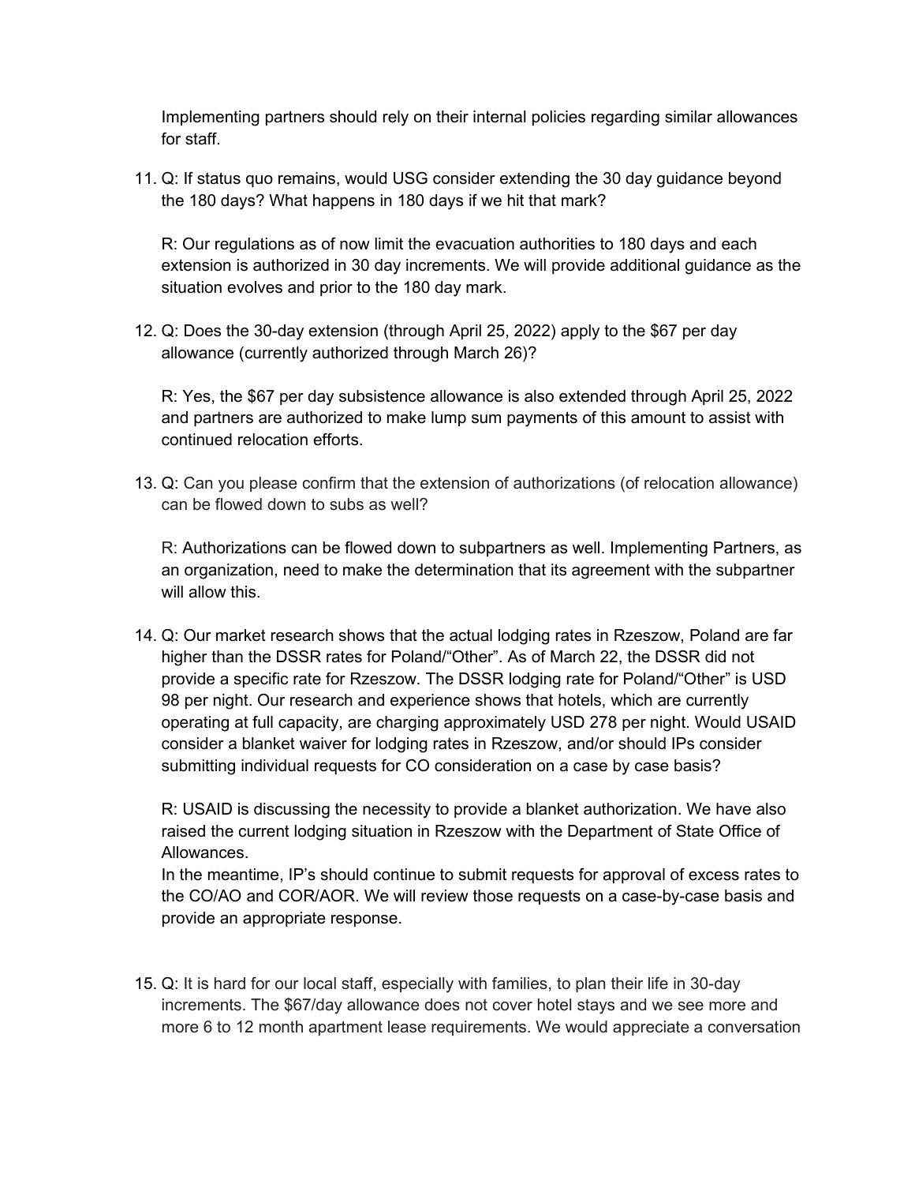Implementing partners should rely on their internal policies regarding similar allowances for staff.

11. Q: If status quo remains, would USG consider extending the 30 day guidance beyond the 180 days? What happens in 180 days if we hit that mark?

    R: Our regulations as of now limit the evacuation authorities to 180 days and each extension is authorized in 30 day increments. We will provide additional guidance as the situation evolves and prior to the 180 day mark.

12. Q: Does the 30-day extension (through April 25, 2022) apply to the $67 per day allowance (currently authorized through March 26)?

    R: Yes, the $67 per day subsistence allowance is also extended through April 25, 2022 and partners are authorized to make lump sum payments of this amount to assist with continued relocation efforts.

13. Q: Can you please confirm that the extension of authorizations (of relocation allowance) can be flowed down to subs as well?

    R: Authorizations can be flowed down to subpartners as well. Implementing Partners, as an organization, need to make the determination that its agreement with the subpartner will allow this.

14. Q: Our market research shows that the actual lodging rates in Rzeszow, Poland are far higher than the DSSR rates for Poland/"Other". As of March 22, the DSSR did not provide a specific rate for Rzeszow. The DSSR lodging rate for Poland/"Other" is USD 98 per night. Our research and experience shows that hotels, which are currently operating at full capacity, are charging approximately USD 278 per night. Would USAID consider a blanket waiver for lodging rates in Rzeszow, and/or should IPs consider submitting individual requests for CO consideration on a case by case basis?

    R: USAID is discussing the necessity to provide a blanket authorization. We have also raised the current lodging situation in Rzeszow with the Department of State Office of Allowances.
    In the meantime, IP's should continue to submit requests for approval of excess rates to the CO/AO and COR/AOR. We will review those requests on a case-by-case basis and provide an appropriate response.

15. Q: It is hard for our local staff, especially with families, to plan their life in 30-day increments. The $67/day allowance does not cover hotel stays and we see more and more 6 to 12 month apartment lease requirements. We would appreciate a conversation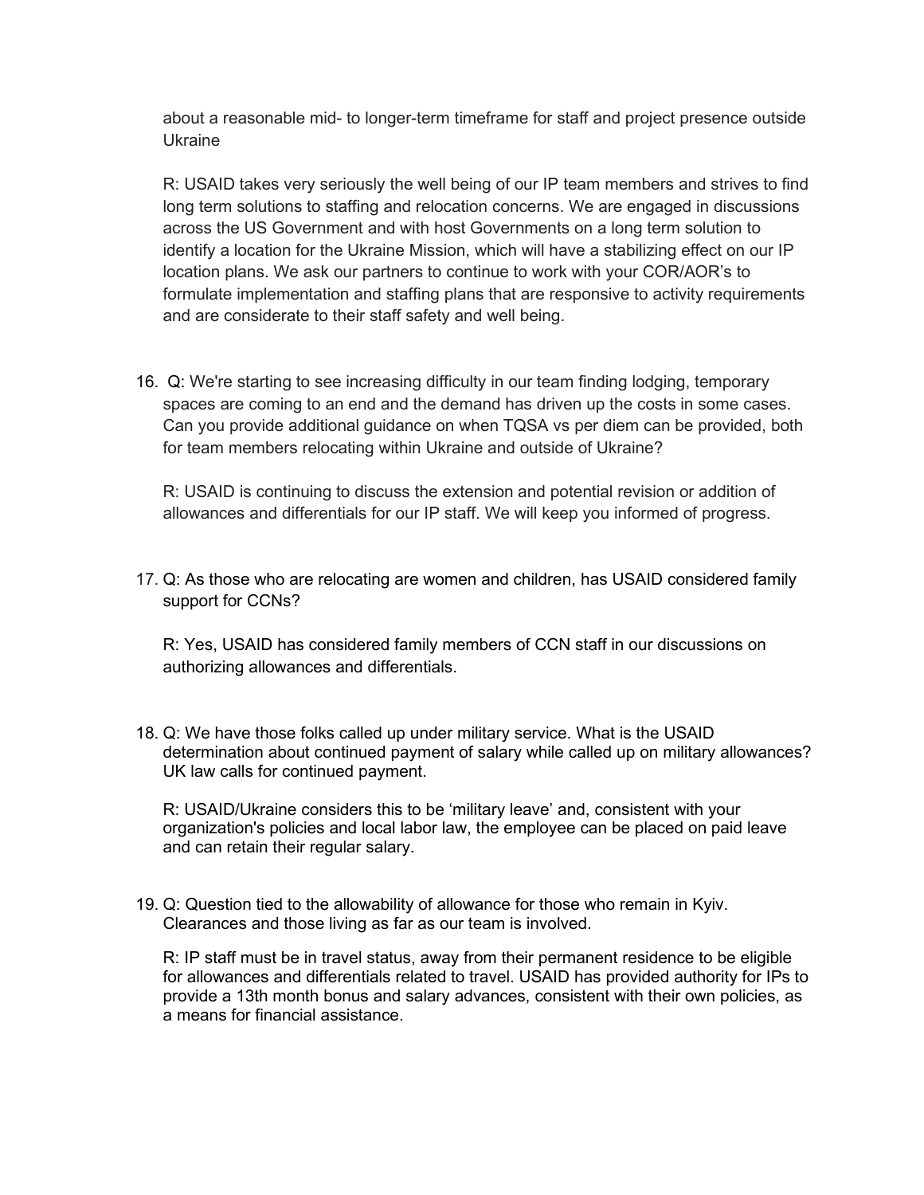about a reasonable mid- to longer-term timeframe for staff and project presence outside Ukraine

R: USAID takes very seriously the well being of our IP team members and strives to find long term solutions to staffing and relocation concerns. We are engaged in discussions across the US Government and with host Governments on a long term solution to identify a location for the Ukraine Mission, which will have a stabilizing effect on our IP location plans. We ask our partners to continue to work with your COR/AOR's to formulate implementation and staffing plans that are responsive to activity requirements and are considerate to their staff safety and well being.

16. Q: We're starting to see increasing difficulty in our team finding lodging, temporary spaces are coming to an end and the demand has driven up the costs in some cases. Can you provide additional guidance on when TQSA vs per diem can be provided, both for team members relocating within Ukraine and outside of Ukraine?

    R: USAID is continuing to discuss the extension and potential revision or addition of allowances and differentials for our IP staff. We will keep you informed of progress.

17. Q: As those who are relocating are women and children, has USAID considered family support for CCNs?

    R: Yes, USAID has considered family members of CCN staff in our discussions on authorizing allowances and differentials.

18. Q: We have those folks called up under military service. What is the USAID determination about continued payment of salary while called up on military allowances? UK law calls for continued payment.

    R: USAID/Ukraine considers this to be 'military leave' and, consistent with your organization's policies and local labor law, the employee can be placed on paid leave and can retain their regular salary.

19. Q: Question tied to the allowability of allowance for those who remain in Kyiv. Clearances and those living as far as our team is involved.

    R: IP staff must be in travel status, away from their permanent residence to be eligible for allowances and differentials related to travel. USAID has provided authority for IPs to provide a 13th month bonus and salary advances, consistent with their own policies, as a means for financial assistance.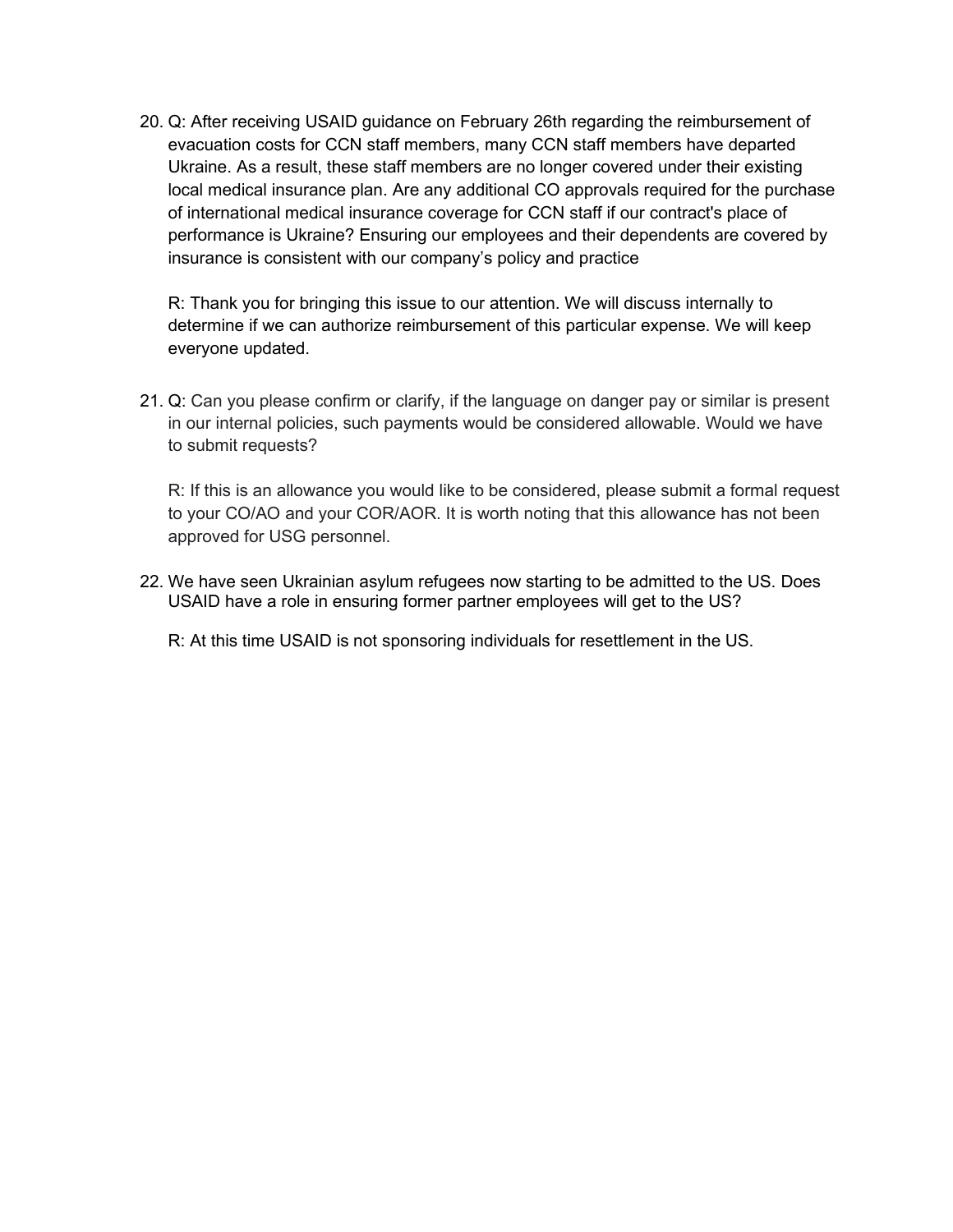20. Q: After receiving USAID guidance on February 26th regarding the reimbursement of evacuation costs for CCN staff members, many CCN staff members have departed Ukraine. As a result, these staff members are no longer covered under their existing local medical insurance plan. Are any additional CO approvals required for the purchase of international medical insurance coverage for CCN staff if our contract's place of performance is Ukraine? Ensuring our employees and their dependents are covered by insurance is consistent with our company's policy and practice

    R: Thank you for bringing this issue to our attention. We will discuss internally to determine if we can authorize reimbursement of this particular expense. We will keep everyone updated.

21. Q: Can you please confirm or clarify, if the language on danger pay or similar is present in our internal policies, such payments would be considered allowable. Would we have to submit requests?

    R: If this is an allowance you would like to be considered, please submit a formal request to your CO/AO and your COR/AOR. It is worth noting that this allowance has not been approved for USG personnel.

22. We have seen Ukrainian asylum refugees now starting to be admitted to the US. Does USAID have a role in ensuring former partner employees will get to the US?

    R: At this time USAID is not sponsoring individuals for resettlement in the US.